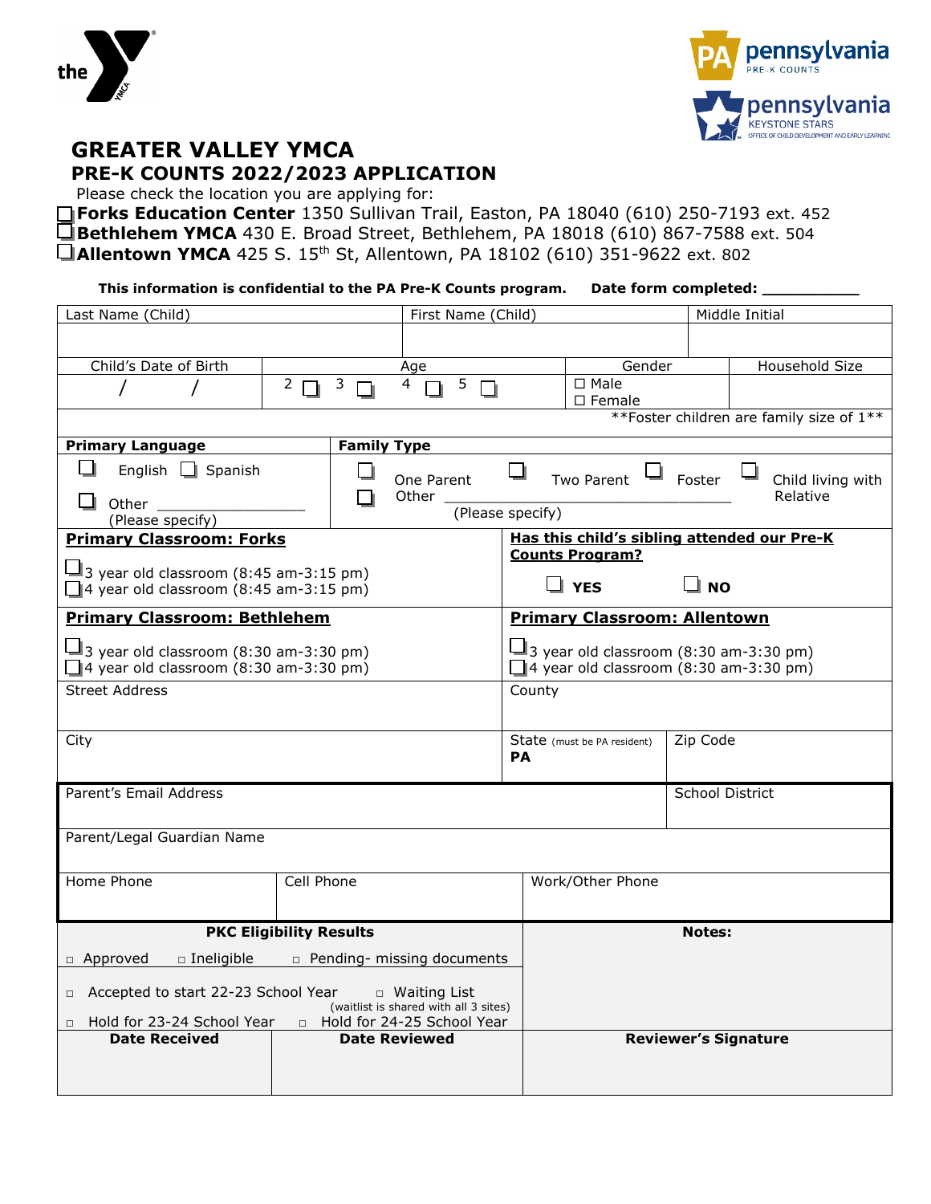# GREATER VALLEY YMCA

## PRE-K COUNTS 2022/2023 APPLICATION

Please check the location you are applying for:

☐ **Forks Education Center** 1350 Sullivan Trail, Easton, PA 18040 (610) 250-7193 ext. 452
☐ **Bethlehem YMCA** 430 E. Broad Street, Bethlehem, PA 18018 (610) 867-7588 ext. 504
☐ **Allentown YMCA** 425 S. 15th St, Allentown, PA 18102 (610) 351-9622 ext. 802

**This information is confidential to the PA Pre-K Counts program. Date form completed: __________**

| Last Name (Child) | First Name (Child) | Middle Initial |
|---|---|---|
| | | |

| Child's Date of Birth | Age | Gender | Household Size |
|---|---|---|---|
| / / | 2 ☐ 3 ☐ 4 ☐ 5 ☐ | ☐ Male ☐ Female | |
| | | | **Foster children are family size of 1** |

| **Primary Language** | **Family Type** |
|---|---|
| ☐ English ☐ Spanish ☐ Other ________________ (Please specify) | ☐ One Parent ☐ Two Parent ☐ Foster ☐ Child living with Relative ☐ Other ________________ (Please specify) |

| **Primary Classroom: Forks** | **Has this child's sibling attended our Pre-K Counts Program?** |
|---|---|
| ☐ 3 year old classroom (8:45 am-3:15 pm) ☐ 4 year old classroom (8:45 am-3:15 pm) | ☐ **YES** ☐ **NO** |
| **Primary Classroom: Bethlehem** | **Primary Classroom: Allentown** |
| ☐ 3 year old classroom (8:30 am-3:30 pm) ☐ 4 year old classroom (8:30 am-3:30 pm) | ☐ 3 year old classroom (8:30 am-3:30 pm) ☐ 4 year old classroom (8:30 am-3:30 pm) |

| Street Address | County | |
|---|---|---|
| | | |
| City | State (must be PA resident) **PA** | Zip Code |
| | | |

| Parent's Email Address | School District |
|---|---|
| | |
| Parent/Legal Guardian Name | |
| | |

| Home Phone | Cell Phone | Work/Other Phone |
|---|---|---|
| | | |

| **PKC Eligibility Results** | **Notes:** |
|---|---|
| ☐ Approved ☐ Ineligible ☐ Pending- missing documents | |
| ☐ Accepted to start 22-23 School Year ☐ Waiting List (waitlist is shared with all 3 sites) | |
| ☐ Hold for 23-24 School Year ☐ Hold for 24-25 School Year | |

| **Date Received** | **Date Reviewed** | **Reviewer's Signature** |
|---|---|---|
| | | |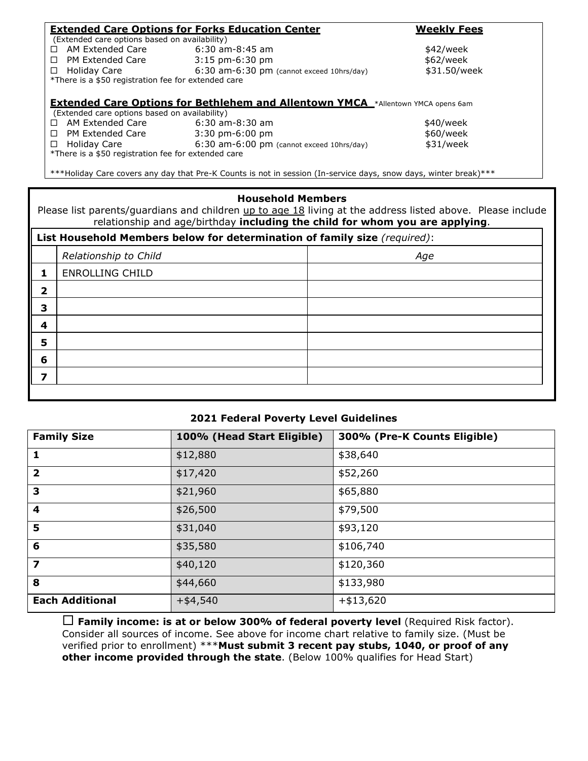**Extended Care Options for Forks Education Center** — **Weekly Fees**

(Extended care options based on availability)

| | | |
|---|---|---|
| ☐ AM Extended Care | 6:30 am-8:45 am | $42/week |
| ☐ PM Extended Care | 3:15 pm-6:30 pm | $62/week |
| ☐ Holiday Care | 6:30 am-6:30 pm (cannot exceed 10hrs/day) | $31.50/week |

*There is a $50 registration fee for extended care

**Extended Care Options for Bethlehem and Allentown YMCA** *Allentown YMCA opens 6am

(Extended care options based on availability)

| | | |
|---|---|---|
| ☐ AM Extended Care | 6:30 am-8:30 am | $40/week |
| ☐ PM Extended Care | 3:30 pm-6:00 pm | $60/week |
| ☐ Holiday Care | 6:30 am-6:00 pm (cannot exceed 10hrs/day) | $31/week |

*There is a $50 registration fee for extended care

***Holiday Care covers any day that Pre-K Counts is not in session (In-service days, snow days, winter break)***

**Household Members**

Please list parents/guardians and children up to age 18 living at the address listed above. Please include relationship and age/birthday **including the child for whom you are applying**.

**List Household Members below for determination of family size** *(required)*:

| | *Relationship to Child* | *Age* |
|---|---|---|
| **1** | ENROLLING CHILD | |
| **2** | | |
| **3** | | |
| **4** | | |
| **5** | | |
| **6** | | |
| **7** | | |

**2021 Federal Poverty Level Guidelines**

| Family Size | 100% (Head Start Eligible) | 300% (Pre-K Counts Eligible) |
|---|---|---|
| **1** | $12,880 | $38,640 |
| **2** | $17,420 | $52,260 |
| **3** | $21,960 | $65,880 |
| **4** | $26,500 | $79,500 |
| **5** | $31,040 | $93,120 |
| **6** | $35,580 | $106,740 |
| **7** | $40,120 | $120,360 |
| **8** | $44,660 | $133,980 |
| **Each Additional** | +$4,540 | +$13,620 |

☐ **Family income: is at or below 300% of federal poverty level** (Required Risk factor). Consider all sources of income. See above for income chart relative to family size. (Must be verified prior to enrollment) ***__Must submit 3 recent pay stubs, 1040, or proof of any other income provided through the state__**. (Below 100% qualifies for Head Start)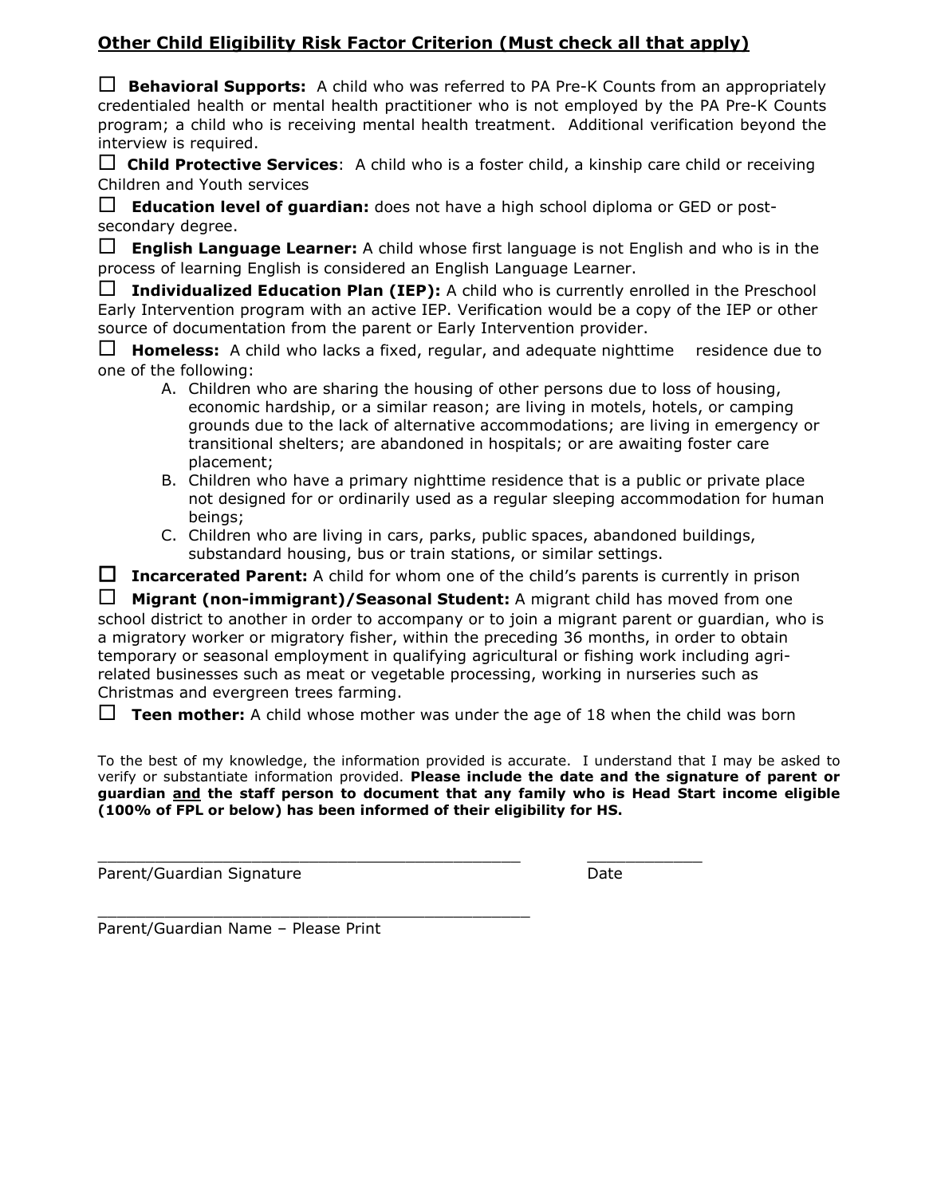## <u>Other Child Eligibility Risk Factor Criterion (Must check all that apply)</u>

☐ **Behavioral Supports:** A child who was referred to PA Pre-K Counts from an appropriately credentialed health or mental health practitioner who is not employed by the PA Pre-K Counts program; a child who is receiving mental health treatment. Additional verification beyond the interview is required.

☐ **Child Protective Services**: A child who is a foster child, a kinship care child or receiving Children and Youth services

☐ **Education level of guardian:** does not have a high school diploma or GED or post-secondary degree.

☐ **English Language Learner:** A child whose first language is not English and who is in the process of learning English is considered an English Language Learner.

☐ **Individualized Education Plan (IEP):** A child who is currently enrolled in the Preschool Early Intervention program with an active IEP. Verification would be a copy of the IEP or other source of documentation from the parent or Early Intervention provider.

☐ **Homeless:** A child who lacks a fixed, regular, and adequate nighttime residence due to one of the following:

A. Children who are sharing the housing of other persons due to loss of housing, economic hardship, or a similar reason; are living in motels, hotels, or camping grounds due to the lack of alternative accommodations; are living in emergency or transitional shelters; are abandoned in hospitals; or are awaiting foster care placement;
B. Children who have a primary nighttime residence that is a public or private place not designed for or ordinarily used as a regular sleeping accommodation for human beings;
C. Children who are living in cars, parks, public spaces, abandoned buildings, substandard housing, bus or train stations, or similar settings.

☐ **Incarcerated Parent:** A child for whom one of the child's parents is currently in prison

☐ **Migrant (non-immigrant)/Seasonal Student:** A migrant child has moved from one school district to another in order to accompany or to join a migrant parent or guardian, who is a migratory worker or migratory fisher, within the preceding 36 months, in order to obtain temporary or seasonal employment in qualifying agricultural or fishing work including agri-related businesses such as meat or vegetable processing, working in nurseries such as Christmas and evergreen trees farming.

☐ **Teen mother:** A child whose mother was under the age of 18 when the child was born

To the best of my knowledge, the information provided is accurate. I understand that I may be asked to verify or substantiate information provided. **Please include the date and the signature of parent or guardian <u>and</u> the staff person to document that any family who is Head Start income eligible (100% of FPL or below) has been informed of their eligibility for HS.**

_______________________________________________ ____________
Parent/Guardian Signature Date

_______________________________________________
Parent/Guardian Name – Please Print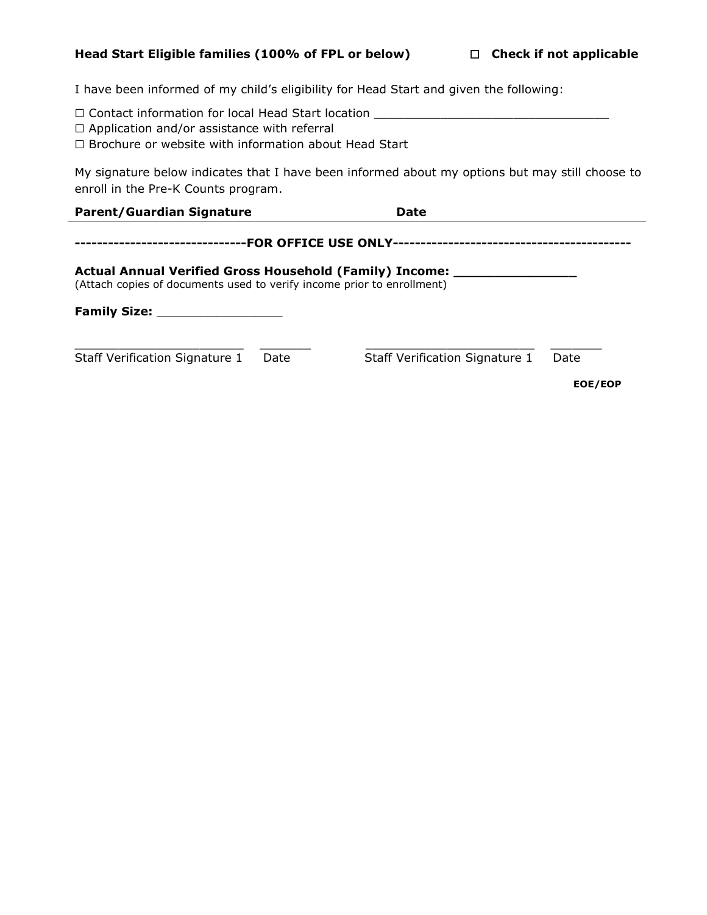**Head Start Eligible families (100% of FPL or below)** ☐ **Check if not applicable**

I have been informed of my child's eligibility for Head Start and given the following:

☐ Contact information for local Head Start location ________________________________
☐ Application and/or assistance with referral
☐ Brochure or website with information about Head Start

My signature below indicates that I have been informed about my options but may still choose to enroll in the Pre-K Counts program.

**Parent/Guardian Signature** **Date**

---

**------------------------------FOR OFFICE USE ONLY------------------------------------------**

**Actual Annual Verified Gross Household (Family) Income: _______________**
(Attach copies of documents used to verify income prior to enrollment)

**Family Size:** _________________

_______________________ _______ _______________________ _______
Staff Verification Signature 1 Date Staff Verification Signature 1 Date

**EOE/EOP**